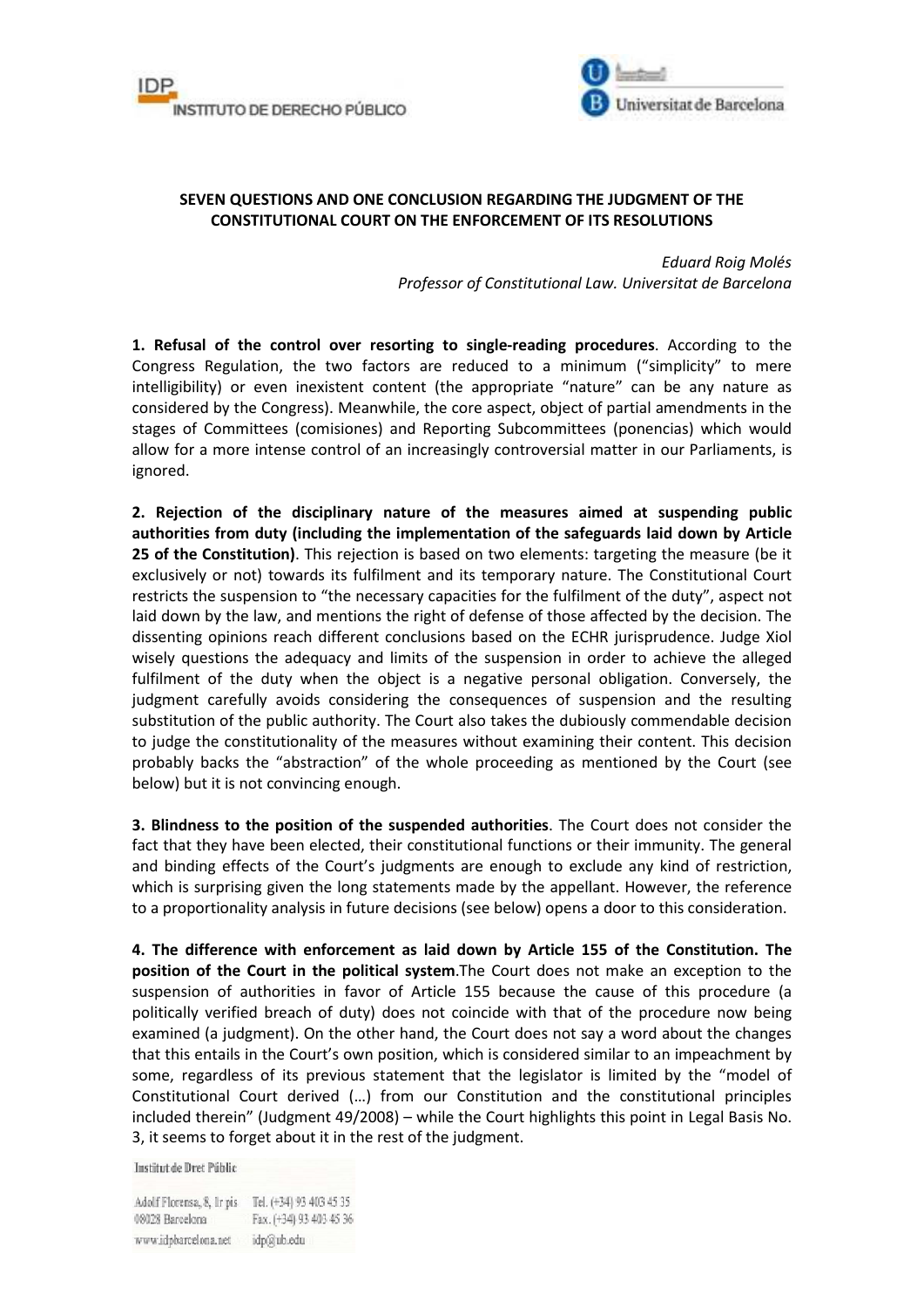**SEVEN QUESTIONS AND ONE CONCLUSION REGARDING THE JUDGMENT OF THE CONSTITUTIONAL COURT ON THE ENFORCEMENT OF ITS RESOLUTIONS**

*Eduard Roig Molés*
*Professor of Constitutional Law. Universitat de Barcelona*

**1. Refusal of the control over resorting to single-reading procedures**. According to the Congress Regulation, the two factors are reduced to a minimum ("simplicity" to mere intelligibility) or even inexistent content (the appropriate "nature" can be any nature as considered by the Congress). Meanwhile, the core aspect, object of partial amendments in the stages of Committees (comisiones) and Reporting Subcommittees (ponencias) which would allow for a more intense control of an increasingly controversial matter in our Parliaments, is ignored.

**2. Rejection of the disciplinary nature of the measures aimed at suspending public authorities from duty (including the implementation of the safeguards laid down by Article 25 of the Constitution)**. This rejection is based on two elements: targeting the measure (be it exclusively or not) towards its fulfilment and its temporary nature. The Constitutional Court restricts the suspension to "the necessary capacities for the fulfilment of the duty", aspect not laid down by the law, and mentions the right of defense of those affected by the decision. The dissenting opinions reach different conclusions based on the ECHR jurisprudence. Judge Xiol wisely questions the adequacy and limits of the suspension in order to achieve the alleged fulfilment of the duty when the object is a negative personal obligation. Conversely, the judgment carefully avoids considering the consequences of suspension and the resulting substitution of the public authority. The Court also takes the dubiously commendable decision to judge the constitutionality of the measures without examining their content. This decision probably backs the "abstraction" of the whole proceeding as mentioned by the Court (see below) but it is not convincing enough.

**3. Blindness to the position of the suspended authorities**. The Court does not consider the fact that they have been elected, their constitutional functions or their immunity. The general and binding effects of the Court's judgments are enough to exclude any kind of restriction, which is surprising given the long statements made by the appellant. However, the reference to a proportionality analysis in future decisions (see below) opens a door to this consideration.

**4. The difference with enforcement as laid down by Article 155 of the Constitution. The position of the Court in the political system**.The Court does not make an exception to the suspension of authorities in favor of Article 155 because the cause of this procedure (a politically verified breach of duty) does not coincide with that of the procedure now being examined (a judgment). On the other hand, the Court does not say a word about the changes that this entails in the Court's own position, which is considered similar to an impeachment by some, regardless of its previous statement that the legislator is limited by the "model of Constitutional Court derived (…) from our Constitution and the constitutional principles included therein" (Judgment 49/2008) – while the Court highlights this point in Legal Basis No. 3, it seems to forget about it in the rest of the judgment.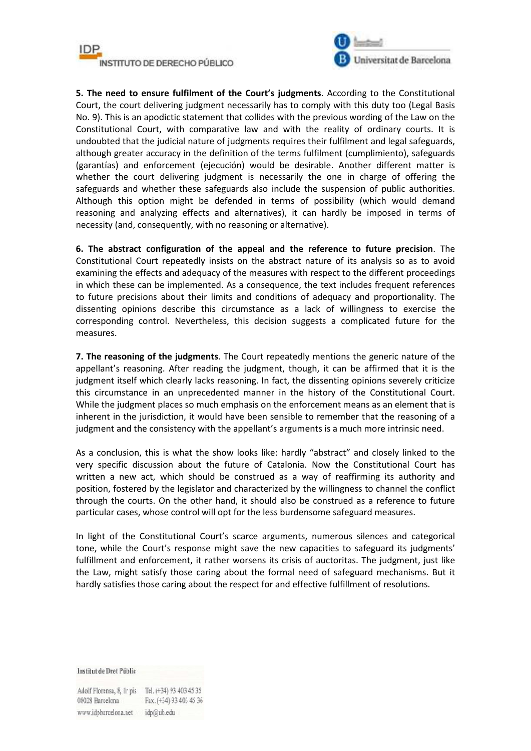**5. The need to ensure fulfilment of the Court's judgments**. According to the Constitutional Court, the court delivering judgment necessarily has to comply with this duty too (Legal Basis No. 9). This is an apodictic statement that collides with the previous wording of the Law on the Constitutional Court, with comparative law and with the reality of ordinary courts. It is undoubted that the judicial nature of judgments requires their fulfilment and legal safeguards, although greater accuracy in the definition of the terms fulfilment (cumplimiento), safeguards (garantías) and enforcement (ejecución) would be desirable. Another different matter is whether the court delivering judgment is necessarily the one in charge of offering the safeguards and whether these safeguards also include the suspension of public authorities. Although this option might be defended in terms of possibility (which would demand reasoning and analyzing effects and alternatives), it can hardly be imposed in terms of necessity (and, consequently, with no reasoning or alternative).

**6. The abstract configuration of the appeal and the reference to future precision**. The Constitutional Court repeatedly insists on the abstract nature of its analysis so as to avoid examining the effects and adequacy of the measures with respect to the different proceedings in which these can be implemented. As a consequence, the text includes frequent references to future precisions about their limits and conditions of adequacy and proportionality. The dissenting opinions describe this circumstance as a lack of willingness to exercise the corresponding control. Nevertheless, this decision suggests a complicated future for the measures.

**7. The reasoning of the judgments**. The Court repeatedly mentions the generic nature of the appellant's reasoning. After reading the judgment, though, it can be affirmed that it is the judgment itself which clearly lacks reasoning. In fact, the dissenting opinions severely criticize this circumstance in an unprecedented manner in the history of the Constitutional Court. While the judgment places so much emphasis on the enforcement means as an element that is inherent in the jurisdiction, it would have been sensible to remember that the reasoning of a judgment and the consistency with the appellant's arguments is a much more intrinsic need.

As a conclusion, this is what the show looks like: hardly "abstract" and closely linked to the very specific discussion about the future of Catalonia. Now the Constitutional Court has written a new act, which should be construed as a way of reaffirming its authority and position, fostered by the legislator and characterized by the willingness to channel the conflict through the courts. On the other hand, it should also be construed as a reference to future particular cases, whose control will opt for the less burdensome safeguard measures.

In light of the Constitutional Court's scarce arguments, numerous silences and categorical tone, while the Court's response might save the new capacities to safeguard its judgments' fulfillment and enforcement, it rather worsens its crisis of auctoritas. The judgment, just like the Law, might satisfy those caring about the formal need of safeguard mechanisms. But it hardly satisfies those caring about the respect for and effective fulfillment of resolutions.